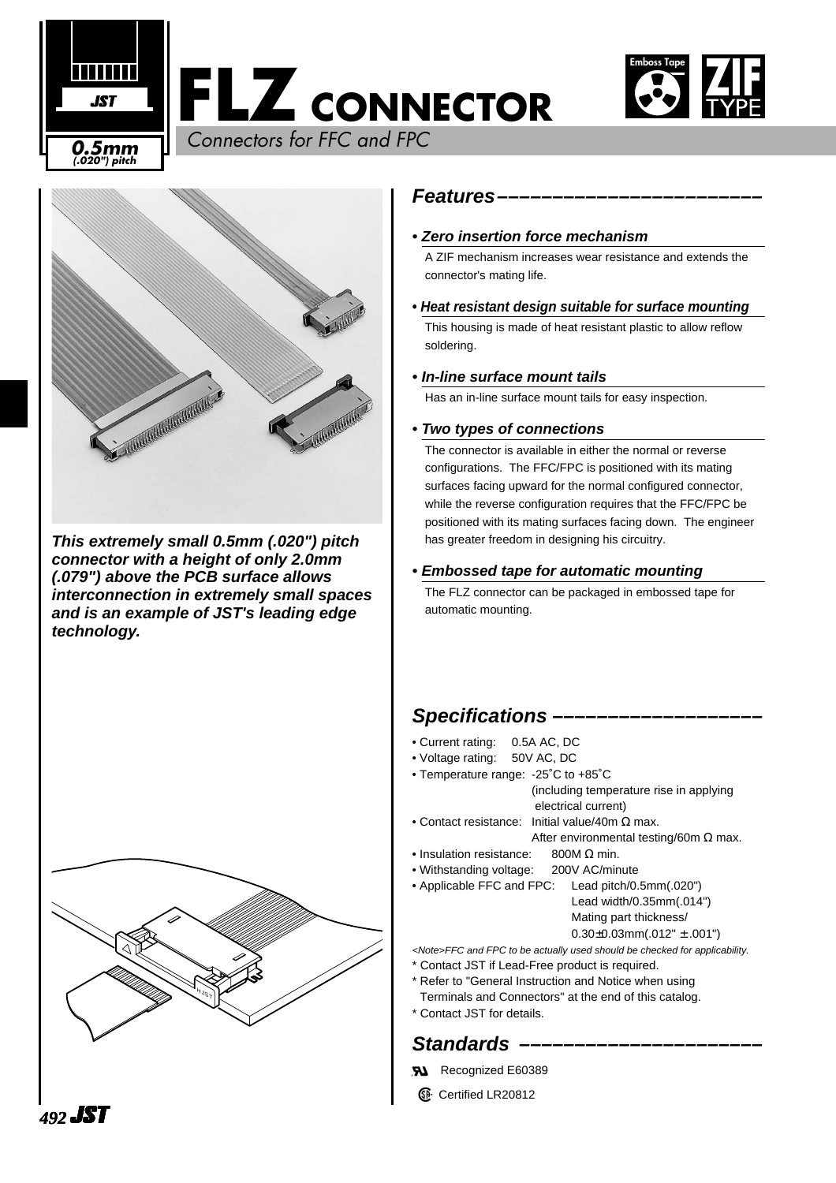# FLZ CONNECTOR

*Connectors for FFC and FPC*

**0.5mm (.020") pitch**

Emboss Tape | ZIF TYPE

***This extremely small 0.5mm (.020") pitch connector with a height of only 2.0mm (.079") above the PCB surface allows interconnection in extremely small spaces and is an example of JST's leading edge technology.***

## *Features*

***• Zero insertion force mechanism***

A ZIF mechanism increases wear resistance and extends the connector's mating life.

***• Heat resistant design suitable for surface mounting***

This housing is made of heat resistant plastic to allow reflow soldering.

***• In-line surface mount tails***

Has an in-line surface mount tails for easy inspection.

***• Two types of connections***

The connector is available in either the normal or reverse configurations. The FFC/FPC is positioned with its mating surfaces facing upward for the normal configured connector, while the reverse configuration requires that the FFC/FPC be positioned with its mating surfaces facing down. The engineer has greater freedom in designing his circuitry.

***• Embossed tape for automatic mounting***

The FLZ connector can be packaged in embossed tape for automatic mounting.

## *Specifications*

- Current rating: 0.5A AC, DC
- Voltage rating: 50V AC, DC
- Temperature range: -25˚C to +85˚C (including temperature rise in applying electrical current)
- Contact resistance: Initial value/40m Ω max. After environmental testing/60m Ω max.
- Insulation resistance: 800M Ω min.
- Withstanding voltage: 200V AC/minute
- Applicable FFC and FPC: Lead pitch/0.5mm(.020") Lead width/0.35mm(.014") Mating part thickness/ 0.30±0.03mm(.012" ±.001")

*<Note>FFC and FPC to be actually used should be checked for applicability.*

\* Contact JST if Lead-Free product is required.

\* Refer to "General Instruction and Notice when using Terminals and Connectors" at the end of this catalog.

\* Contact JST for details.

## *Standards*

UL Recognized E60389

CSA Certified LR20812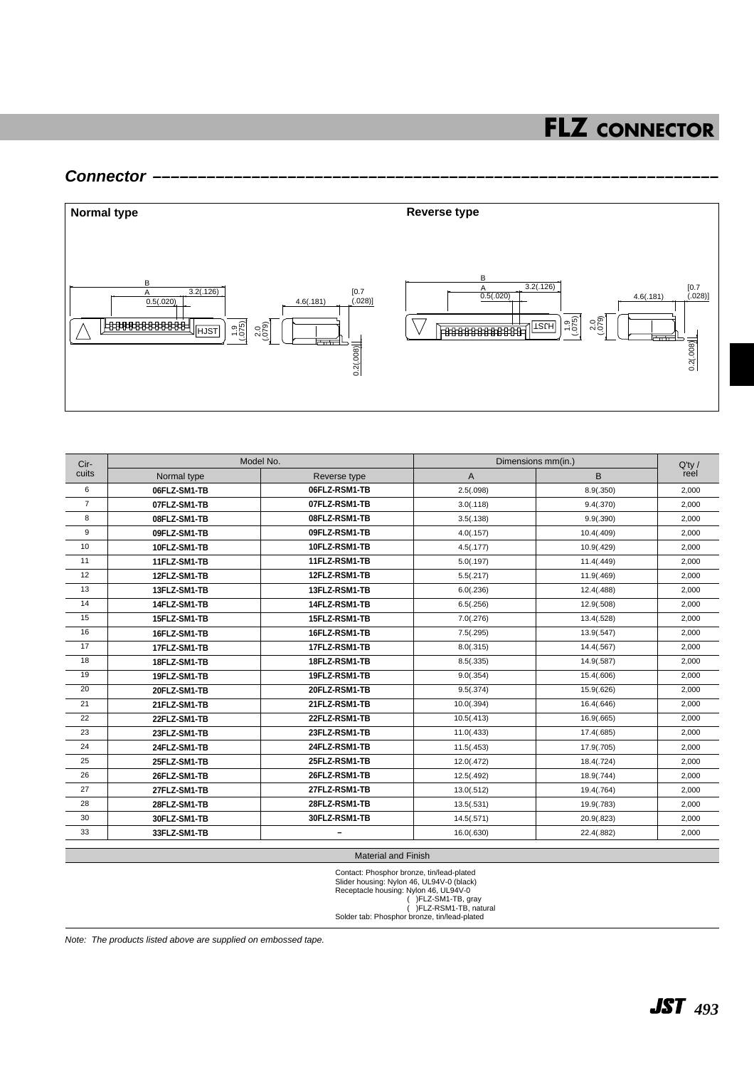# FLZ CONNECTOR

## *Connector*

**Normal type**

B
A 3.2(.126)
0.5(.020)
4.6(.181)
[0.7 (.028)]
HJST
1.9 (.075)
2.0 (.079)
0.2(.008)

**Reverse type**

B
A 3.2(.126)
0.5(.020)
4.6(.181)
[0.7 (.028)]
HJST
1.9 (.075)
2.0 (.079)
0.2(.008)

| Circuits | Model No. | | Dimensions mm(in.) | | Q'ty / reel |
|---|---|---|---|---|---|
| | Normal type | Reverse type | A | B | |
| 6 | **06FLZ-SM1-TB** | **06FLZ-RSM1-TB** | 2.5(.098) | 8.9(.350) | 2,000 |
| 7 | **07FLZ-SM1-TB** | **07FLZ-RSM1-TB** | 3.0(.118) | 9.4(.370) | 2,000 |
| 8 | **08FLZ-SM1-TB** | **08FLZ-RSM1-TB** | 3.5(.138) | 9.9(.390) | 2,000 |
| 9 | **09FLZ-SM1-TB** | **09FLZ-RSM1-TB** | 4.0(.157) | 10.4(.409) | 2,000 |
| 10 | **10FLZ-SM1-TB** | **10FLZ-RSM1-TB** | 4.5(.177) | 10.9(.429) | 2,000 |
| 11 | **11FLZ-SM1-TB** | **11FLZ-RSM1-TB** | 5.0(.197) | 11.4(.449) | 2,000 |
| 12 | **12FLZ-SM1-TB** | **12FLZ-RSM1-TB** | 5.5(.217) | 11.9(.469) | 2,000 |
| 13 | **13FLZ-SM1-TB** | **13FLZ-RSM1-TB** | 6.0(.236) | 12.4(.488) | 2,000 |
| 14 | **14FLZ-SM1-TB** | **14FLZ-RSM1-TB** | 6.5(.256) | 12.9(.508) | 2,000 |
| 15 | **15FLZ-SM1-TB** | **15FLZ-RSM1-TB** | 7.0(.276) | 13.4(.528) | 2,000 |
| 16 | **16FLZ-SM1-TB** | **16FLZ-RSM1-TB** | 7.5(.295) | 13.9(.547) | 2,000 |
| 17 | **17FLZ-SM1-TB** | **17FLZ-RSM1-TB** | 8.0(.315) | 14.4(.567) | 2,000 |
| 18 | **18FLZ-SM1-TB** | **18FLZ-RSM1-TB** | 8.5(.335) | 14.9(.587) | 2,000 |
| 19 | **19FLZ-SM1-TB** | **19FLZ-RSM1-TB** | 9.0(.354) | 15.4(.606) | 2,000 |
| 20 | **20FLZ-SM1-TB** | **20FLZ-RSM1-TB** | 9.5(.374) | 15.9(.626) | 2,000 |
| 21 | **21FLZ-SM1-TB** | **21FLZ-RSM1-TB** | 10.0(.394) | 16.4(.646) | 2,000 |
| 22 | **22FLZ-SM1-TB** | **22FLZ-RSM1-TB** | 10.5(.413) | 16.9(.665) | 2,000 |
| 23 | **23FLZ-SM1-TB** | **23FLZ-RSM1-TB** | 11.0(.433) | 17.4(.685) | 2,000 |
| 24 | **24FLZ-SM1-TB** | **24FLZ-RSM1-TB** | 11.5(.453) | 17.9(.705) | 2,000 |
| 25 | **25FLZ-SM1-TB** | **25FLZ-RSM1-TB** | 12.0(.472) | 18.4(.724) | 2,000 |
| 26 | **26FLZ-SM1-TB** | **26FLZ-RSM1-TB** | 12.5(.492) | 18.9(.744) | 2,000 |
| 27 | **27FLZ-SM1-TB** | **27FLZ-RSM1-TB** | 13.0(.512) | 19.4(.764) | 2,000 |
| 28 | **28FLZ-SM1-TB** | **28FLZ-RSM1-TB** | 13.5(.531) | 19.9(.783) | 2,000 |
| 30 | **30FLZ-SM1-TB** | **30FLZ-RSM1-TB** | 14.5(.571) | 20.9(.823) | 2,000 |
| 33 | **33FLZ-SM1-TB** | **–** | 16.0(.630) | 22.4(.882) | 2,000 |

| Material and Finish |
|---|
| Contact: Phosphor bronze, tin/lead-plated<br>Slider housing: Nylon 46, UL94V-0 (black)<br>Receptacle housing: Nylon 46, UL94V-0<br>( )FLZ-SM1-TB, gray<br>( )FLZ-RSM1-TB, natural<br>Solder tab: Phosphor bronze, tin/lead-plated |

*Note: The products listed above are supplied on embossed tape.*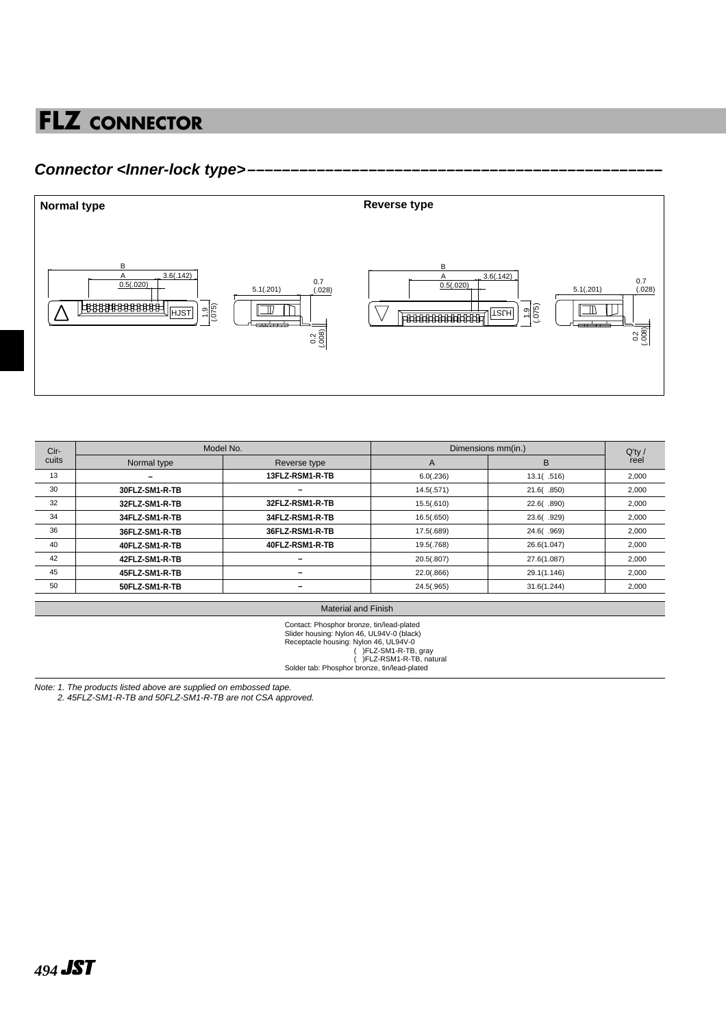# FLZ CONNECTOR

## Connector <Inner-lock type>

**Normal type**

B
A 3.6(.142)
0.5(.020)
HJST
1.9 (.075)
5.1(.201)
0.7 (.028)
0.2 (.008)

**Reverse type**

B
A 3.6(.142)
0.5(.020)
HJST
1.9 (.075)
5.1(.201)
0.7 (.028)
0.2 (.008)

| Circuits | Model No. | | Dimensions mm(in.) | | Q'ty / reel |
|---|---|---|---|---|---|
| | Normal type | Reverse type | A | B | |
| 13 | – | 13FLZ-RSM1-R-TB | 6.0(.236) | 13.1( .516) | 2,000 |
| 30 | 30FLZ-SM1-R-TB | – | 14.5(.571) | 21.6( .850) | 2,000 |
| 32 | 32FLZ-SM1-R-TB | 32FLZ-RSM1-R-TB | 15.5(.610) | 22.6( .890) | 2,000 |
| 34 | 34FLZ-SM1-R-TB | 34FLZ-RSM1-R-TB | 16.5(.650) | 23.6( .929) | 2,000 |
| 36 | 36FLZ-SM1-R-TB | 36FLZ-RSM1-R-TB | 17.5(.689) | 24.6( .969) | 2,000 |
| 40 | 40FLZ-SM1-R-TB | 40FLZ-RSM1-R-TB | 19.5(.768) | 26.6(1.047) | 2,000 |
| 42 | 42FLZ-SM1-R-TB | – | 20.5(.807) | 27.6(1.087) | 2,000 |
| 45 | 45FLZ-SM1-R-TB | – | 22.0(.866) | 29.1(1.146) | 2,000 |
| 50 | 50FLZ-SM1-R-TB | – | 24.5(.965) | 31.6(1.244) | 2,000 |

**Material and Finish**

Contact: Phosphor bronze, tin/lead-plated
Slider housing: Nylon 46, UL94V-0 (black)
Receptacle housing: Nylon 46, UL94V-0
( )FLZ-SM1-R-TB, gray
( )FLZ-RSM1-R-TB, natural
Solder tab: Phosphor bronze, tin/lead-plated

*Note: 1. The products listed above are supplied on embossed tape.*
*2. 45FLZ-SM1-R-TB and 50FLZ-SM1-R-TB are not CSA approved.*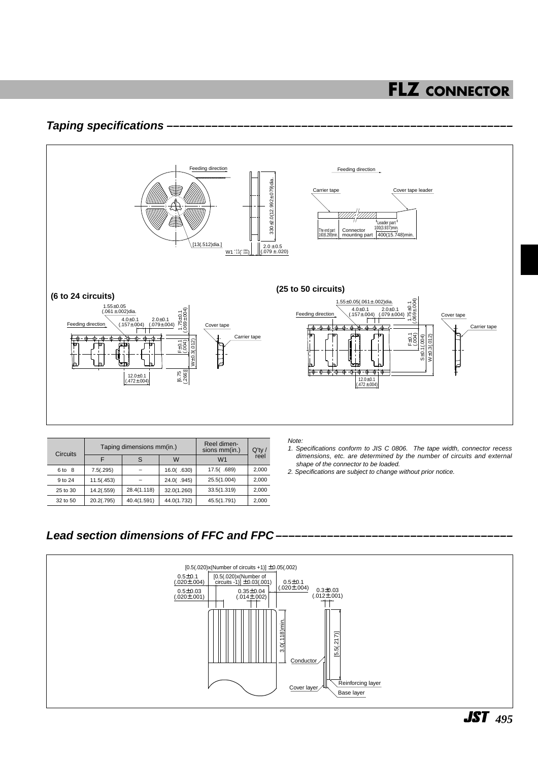## Taping specifications

Feeding direction

330±2.0(12.992±.079)dia.

[13(.512)dia.]

W1

2.0±0.5 (.079±.020)

Feeding direction

Carrier tape

Cover tape leader

The end part 160(6.299)min.

Connector mounting part

Leader part 100(3.937)min.

400(15.748)min.

**(6 to 24 circuits)**

1.55±0.05 (.061±.002)dia.

4.0±0.1 (.157±.004)

2.0±0.1 (.079±.004)

1.75±0.1 (.069±.004)

Feeding direction

Cover tape

Carrier tape

F±0.1 (.004)

W±0.3(.012)

12.0±0.1 (.472±.004)

[6.75 (.266)]

**(25 to 50 circuits)**

1.55±0.05(.061±.002)dia.

4.0±0.1 (.157±.004)

2.0±0.1 (.079±.004)

1.75±0.1 (.069±.004)

Feeding direction

Cover tape

Carrier tape

F±0.1 (.004)

S±0.1(.004)

W±0.3(.012)

12.0±0.1 (.472±.004)

| Circuits | Taping dimensions mm(in.) | | | Reel dimensions mm(in.) | Q'ty / reel |
|---|---|---|---|---|---|
| | F | S | W | W1 | |
| 6 to 8 | 7.5(.295) | – | 16.0( .630) | 17.5( .689) | 2,000 |
| 9 to 24 | 11.5(.453) | – | 24.0( .945) | 25.5(1.004) | 2,000 |
| 25 to 30 | 14.2(.559) | 28.4(1.118) | 32.0(1.260) | 33.5(1.319) | 2,000 |
| 32 to 50 | 20.2(.795) | 40.4(1.591) | 44.0(1.732) | 45.5(1.791) | 2,000 |

*Note:*

*1. Specifications conform to JIS C 0806. The tape width, connector recess dimensions, etc. are determined by the number of circuits and external shape of the connector to be loaded.*

*2. Specifications are subject to change without prior notice.*

## Lead section dimensions of FFC and FPC

[0.5(.020)x(Number of circuits +1)] ±0.05(.002)

0.5±0.1 (.020±.004)

[0.5(.020)x(Number of circuits -1)] ±0.03(.001)

0.5±0.1 (.020±.004)

0.5±0.03 (.020±.001)

0.35±0.04 (.014±.002)

0.3±0.03 (.012±.001)

3.0(.118)min.

[5.5(.217)]

Conductor

Reinforcing layer

Cover layer

Base layer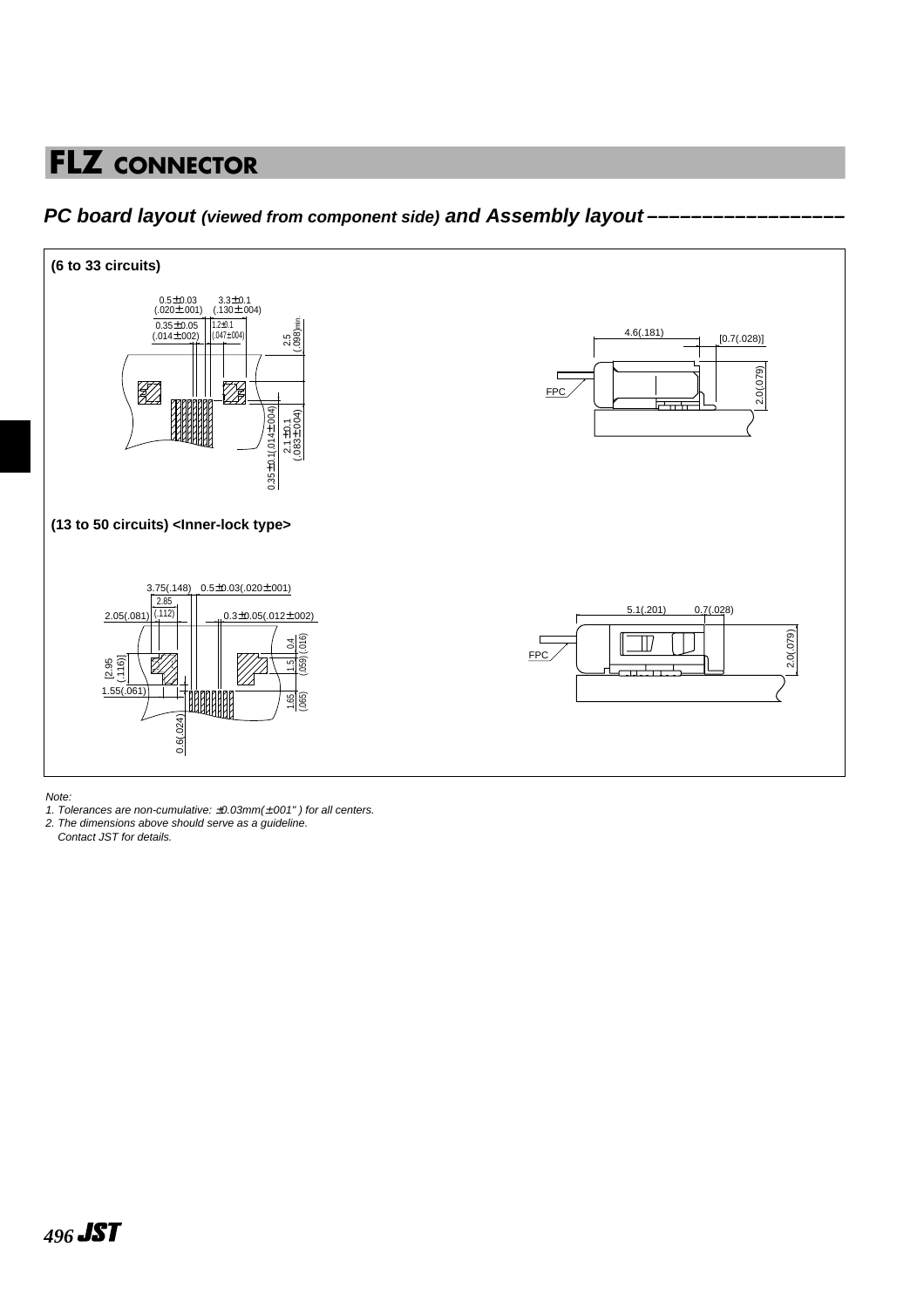# FLZ CONNECTOR

## PC board layout (viewed from component side) and Assembly layout

**(6 to 33 circuits)**

0.5±0.03 (.020±.001)
3.3±0.1 (.130±.004)
0.35±0.05 (.014±.002)
1.2±0.1 (.047±.004)
2.5 (.098)min.
0.35±0.1(.014±.004)
2.1±0.1 (.083±.004)

4.6(.181)
[0.7(.028)]
2.0(.079)
FPC

**(13 to 50 circuits) <Inner-lock type>**

3.75(.148)
0.5±0.03(.020±.001)
2.85 (.112)
2.05(.081)
0.3±0.05(.012±.002)
[2.95 (.116)]
1.55(.061)
0.4 (.016)
1.5 (.059)
1.65 (.065)
0.6(.024)

5.1(.201)
0.7(.028)
2.0(.079)
FPC

*Note:*
*1. Tolerances are non-cumulative: ±0.03mm(±.001") for all centers.*
*2. The dimensions above should serve as a guideline.*
*Contact JST for details.*